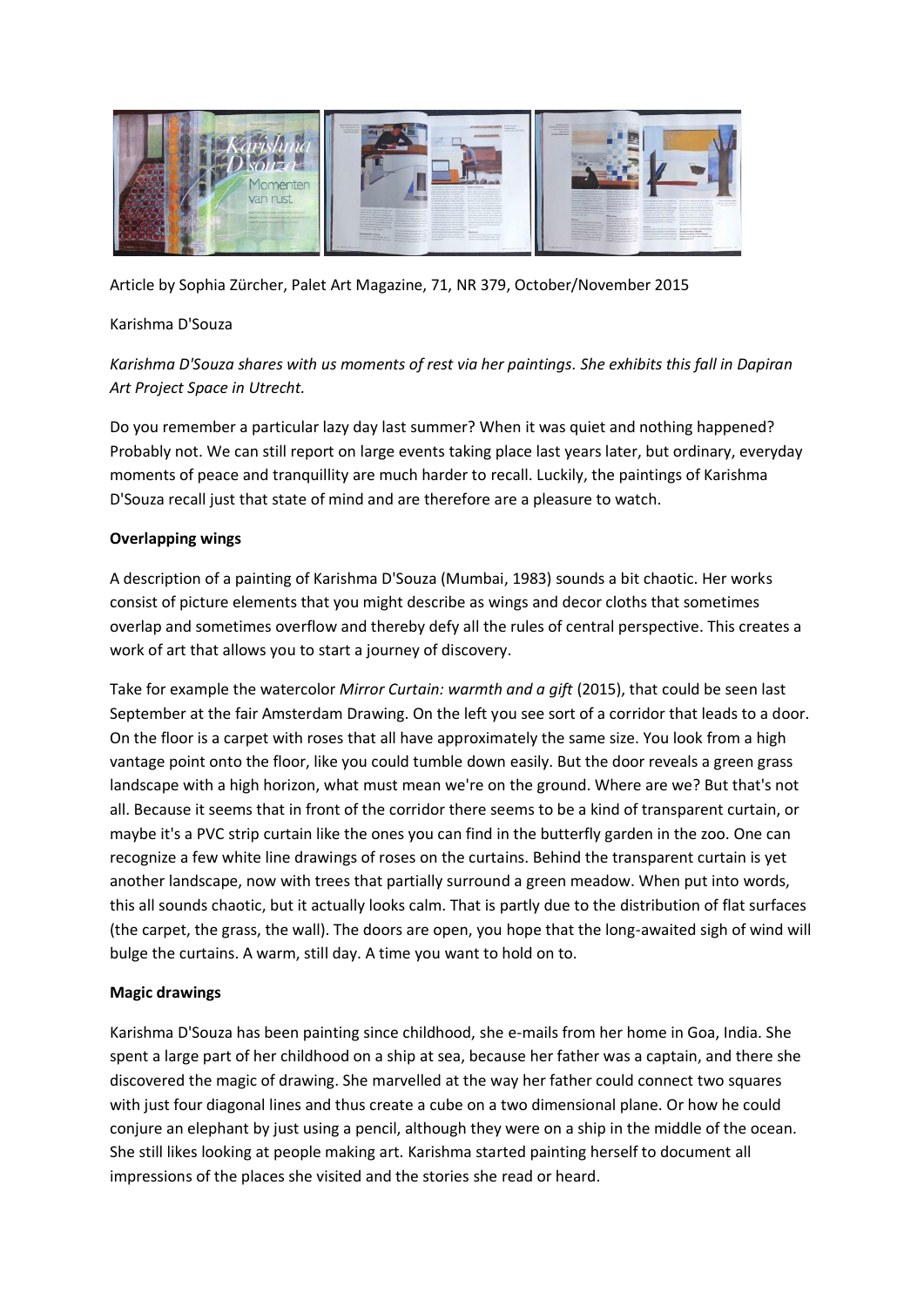Article by Sophia Zürcher, Palet Art Magazine, 71, NR 379, October/November 2015

Karishma D'Souza

*Karishma D'Souza shares with us moments of rest via her paintings. She exhibits this fall in Dapiran Art Project Space in Utrecht.*

Do you remember a particular lazy day last summer? When it was quiet and nothing happened? Probably not. We can still report on large events taking place last years later, but ordinary, everyday moments of peace and tranquillity are much harder to recall. Luckily, the paintings of Karishma D'Souza recall just that state of mind and are therefore are a pleasure to watch.

**Overlapping wings**

A description of a painting of Karishma D'Souza (Mumbai, 1983) sounds a bit chaotic. Her works consist of picture elements that you might describe as wings and decor cloths that sometimes overlap and sometimes overflow and thereby defy all the rules of central perspective. This creates a work of art that allows you to start a journey of discovery.

Take for example the watercolor *Mirror Curtain: warmth and a gift* (2015), that could be seen last September at the fair Amsterdam Drawing. On the left you see sort of a corridor that leads to a door. On the floor is a carpet with roses that all have approximately the same size. You look from a high vantage point onto the floor, like you could tumble down easily. But the door reveals a green grass landscape with a high horizon, what must mean we're on the ground. Where are we? But that's not all. Because it seems that in front of the corridor there seems to be a kind of transparent curtain, or maybe it's a PVC strip curtain like the ones you can find in the butterfly garden in the zoo. One can recognize a few white line drawings of roses on the curtains. Behind the transparent curtain is yet another landscape, now with trees that partially surround a green meadow. When put into words, this all sounds chaotic, but it actually looks calm. That is partly due to the distribution of flat surfaces (the carpet, the grass, the wall). The doors are open, you hope that the long-awaited sigh of wind will bulge the curtains. A warm, still day. A time you want to hold on to.

**Magic drawings**

Karishma D'Souza has been painting since childhood, she e-mails from her home in Goa, India. She spent a large part of her childhood on a ship at sea, because her father was a captain, and there she discovered the magic of drawing. She marvelled at the way her father could connect two squares with just four diagonal lines and thus create a cube on a two dimensional plane. Or how he could conjure an elephant by just using a pencil, although they were on a ship in the middle of the ocean. She still likes looking at people making art. Karishma started painting herself to document all impressions of the places she visited and the stories she read or heard.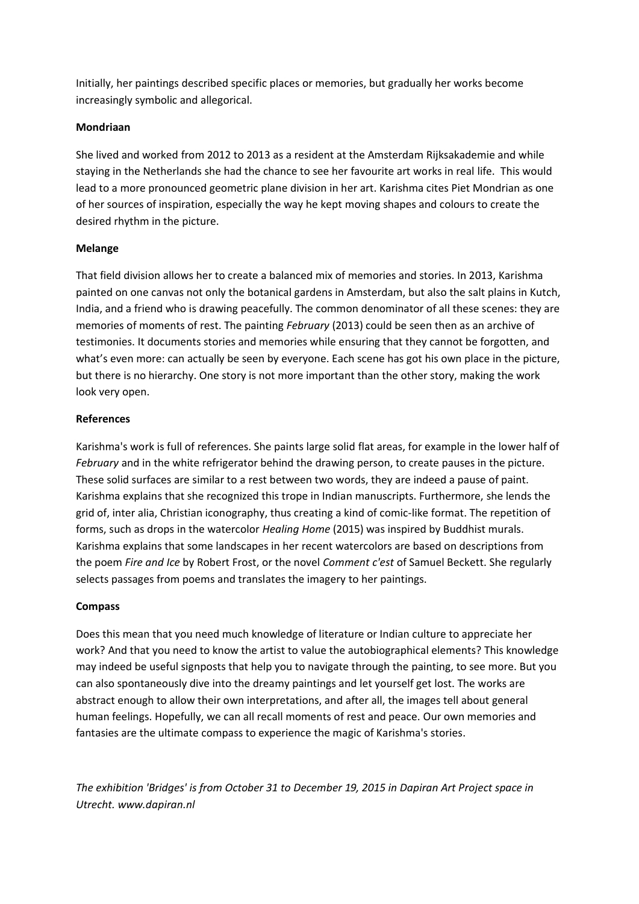Initially, her paintings described specific places or memories, but gradually her works become increasingly symbolic and allegorical.

**Mondriaan**

She lived and worked from 2012 to 2013 as a resident at the Amsterdam Rijksakademie and while staying in the Netherlands she had the chance to see her favourite art works in real life.  This would lead to a more pronounced geometric plane division in her art. Karishma cites Piet Mondrian as one of her sources of inspiration, especially the way he kept moving shapes and colours to create the desired rhythm in the picture.

**Melange**

That field division allows her to create a balanced mix of memories and stories. In 2013, Karishma painted on one canvas not only the botanical gardens in Amsterdam, but also the salt plains in Kutch, India, and a friend who is drawing peacefully. The common denominator of all these scenes: they are memories of moments of rest. The painting *February* (2013) could be seen then as an archive of testimonies. It documents stories and memories while ensuring that they cannot be forgotten, and what's even more: can actually be seen by everyone. Each scene has got his own place in the picture, but there is no hierarchy. One story is not more important than the other story, making the work look very open.

**References**

Karishma's work is full of references. She paints large solid flat areas, for example in the lower half of *February* and in the white refrigerator behind the drawing person, to create pauses in the picture. These solid surfaces are similar to a rest between two words, they are indeed a pause of paint. Karishma explains that she recognized this trope in Indian manuscripts. Furthermore, she lends the grid of, inter alia, Christian iconography, thus creating a kind of comic-like format. The repetition of forms, such as drops in the watercolor *Healing Home* (2015) was inspired by Buddhist murals. Karishma explains that some landscapes in her recent watercolors are based on descriptions from the poem *Fire and Ice* by Robert Frost, or the novel *Comment c'est* of Samuel Beckett. She regularly selects passages from poems and translates the imagery to her paintings.

**Compass**

Does this mean that you need much knowledge of literature or Indian culture to appreciate her work? And that you need to know the artist to value the autobiographical elements? This knowledge may indeed be useful signposts that help you to navigate through the painting, to see more. But you can also spontaneously dive into the dreamy paintings and let yourself get lost. The works are abstract enough to allow their own interpretations, and after all, the images tell about general human feelings. Hopefully, we can all recall moments of rest and peace. Our own memories and fantasies are the ultimate compass to experience the magic of Karishma's stories.

*The exhibition 'Bridges' is from October 31 to December 19, 2015 in Dapiran Art Project space in Utrecht. www.dapiran.nl*